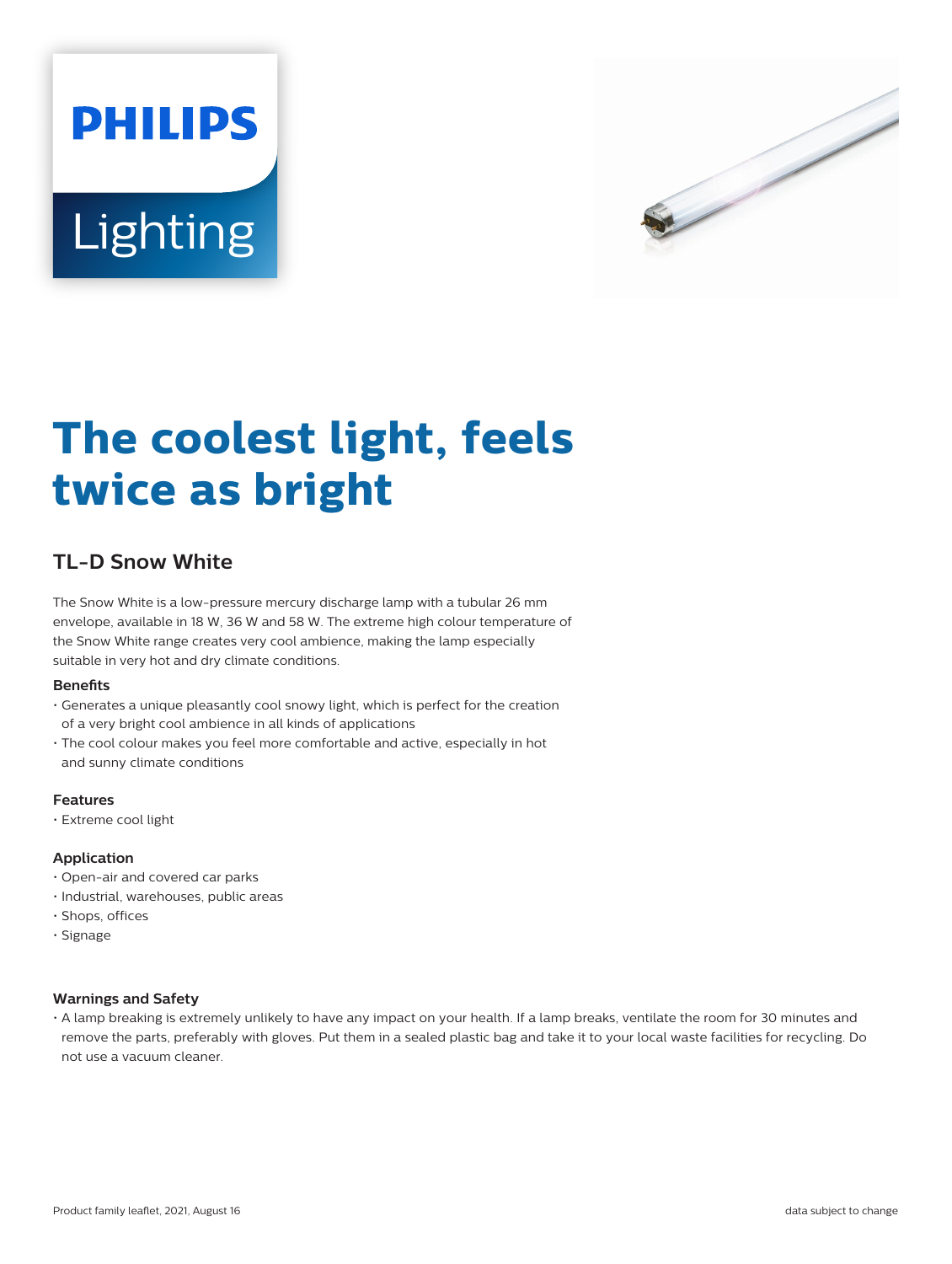PHILIPS

Lighting

# The coolest light, feels twice as bright

## TL-D Snow White

The Snow White is a low-pressure mercury discharge lamp with a tubular 26 mm envelope, available in 18 W, 36 W and 58 W. The extreme high colour temperature of the Snow White range creates very cool ambience, making the lamp especially suitable in very hot and dry climate conditions.

### Benefits

- Generates a unique pleasantly cool snowy light, which is perfect for the creation of a very bright cool ambience in all kinds of applications
- The cool colour makes you feel more comfortable and active, especially in hot and sunny climate conditions

### Features

- Extreme cool light

### Application

- Open-air and covered car parks
- Industrial, warehouses, public areas
- Shops, offices
- Signage

### Warnings and Safety

- A lamp breaking is extremely unlikely to have any impact on your health. If a lamp breaks, ventilate the room for 30 minutes and remove the parts, preferably with gloves. Put them in a sealed plastic bag and take it to your local waste facilities for recycling. Do not use a vacuum cleaner.

Product family leaflet, 2021, August 16

data subject to change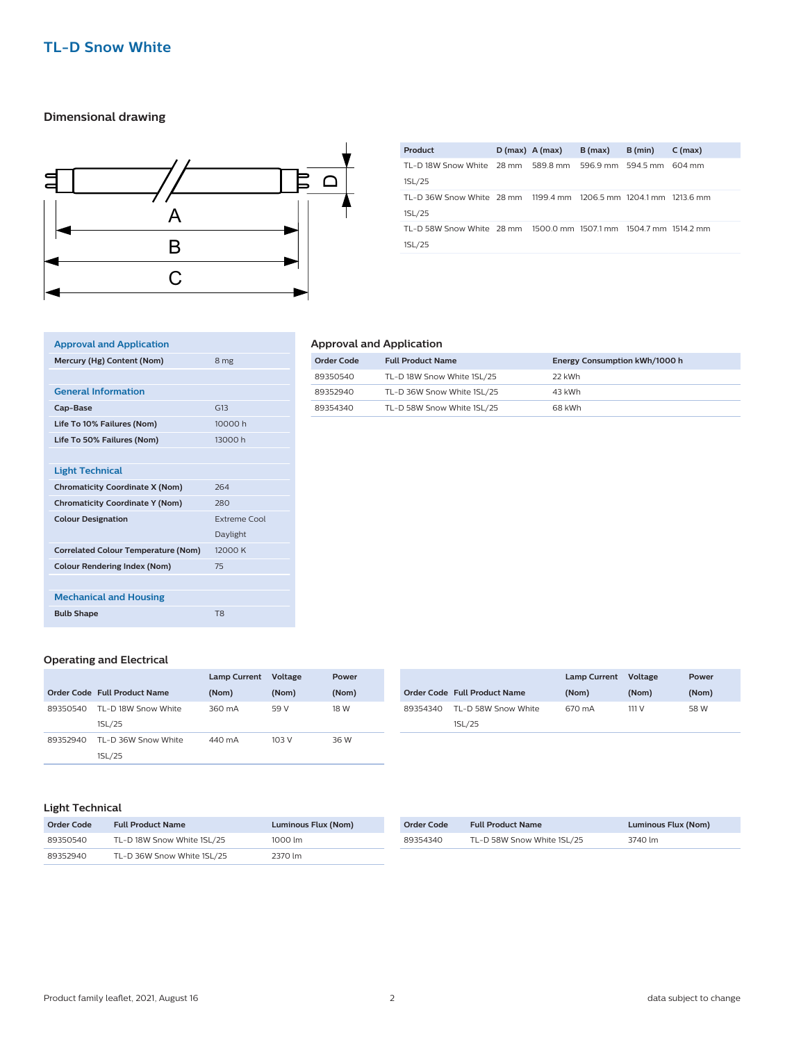# TL-D Snow White

## Dimensional drawing

| Product | D (max) | A (max) | B (max) | B (min) | C (max) |
|---|---|---|---|---|---|
| TL-D 18W Snow White 1SL/25 | 28 mm | 589.8 mm | 596.9 mm | 594.5 mm | 604 mm |
| TL-D 36W Snow White 1SL/25 | 28 mm | 1199.4 mm | 1206.5 mm | 1204.1 mm | 1213.6 mm |
| TL-D 58W Snow White 1SL/25 | 28 mm | 1500.0 mm | 1507.1 mm | 1504.7 mm | 1514.2 mm |

| Approval and Application | |
|---|---|
| **Mercury (Hg) Content (Nom)** | 8 mg |
| **General Information** | |
| **Cap-Base** | G13 |
| **Life To 10% Failures (Nom)** | 10000 h |
| **Life To 50% Failures (Nom)** | 13000 h |
| **Light Technical** | |
| **Chromaticity Coordinate X (Nom)** | 264 |
| **Chromaticity Coordinate Y (Nom)** | 280 |
| **Colour Designation** | Extreme Cool Daylight |
| **Correlated Colour Temperature (Nom)** | 12000 K |
| **Colour Rendering Index (Nom)** | 75 |
| **Mechanical and Housing** | |
| **Bulb Shape** | T8 |

### Approval and Application

| Order Code | Full Product Name | Energy Consumption kWh/1000 h |
|---|---|---|
| 89350540 | TL-D 18W Snow White 1SL/25 | 22 kWh |
| 89352940 | TL-D 36W Snow White 1SL/25 | 43 kWh |
| 89354340 | TL-D 58W Snow White 1SL/25 | 68 kWh |

### Operating and Electrical

| Order Code | Full Product Name | Lamp Current (Nom) | Voltage (Nom) | Power (Nom) |
|---|---|---|---|---|
| 89350540 | TL-D 18W Snow White 1SL/25 | 360 mA | 59 V | 18 W |
| 89352940 | TL-D 36W Snow White 1SL/25 | 440 mA | 103 V | 36 W |
| 89354340 | TL-D 58W Snow White 1SL/25 | 670 mA | 111 V | 58 W |

### Light Technical

| Order Code | Full Product Name | Luminous Flux (Nom) |
|---|---|---|
| 89350540 | TL-D 18W Snow White 1SL/25 | 1000 lm |
| 89352940 | TL-D 36W Snow White 1SL/25 | 2370 lm |
| 89354340 | TL-D 58W Snow White 1SL/25 | 3740 lm |

Product family leaflet, 2021, August 16

data subject to change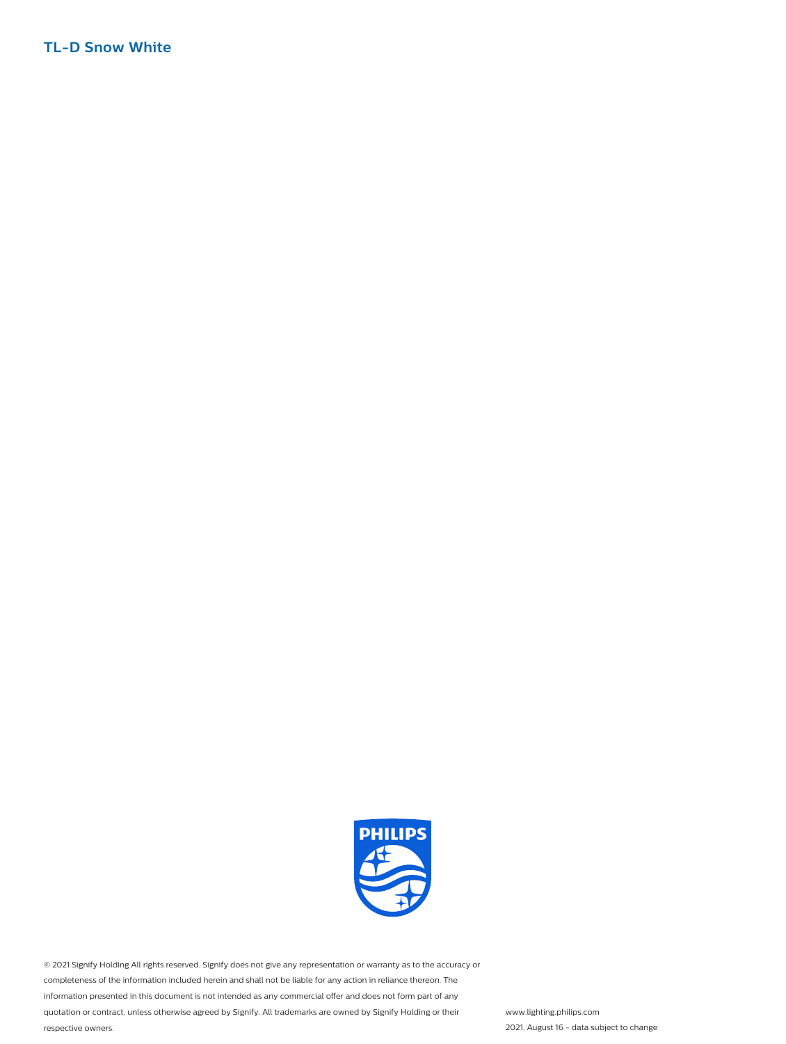© 2021 Signify Holding All rights reserved. Signify does not give any representation or warranty as to the accuracy or completeness of the information included herein and shall not be liable for any action in reliance thereon. The information presented in this document is not intended as any commercial offer and does not form part of any quotation or contract, unless otherwise agreed by Signify. All trademarks are owned by Signify Holding or their respective owners.

www.lighting.philips.com

2021, August 16 - data subject to change